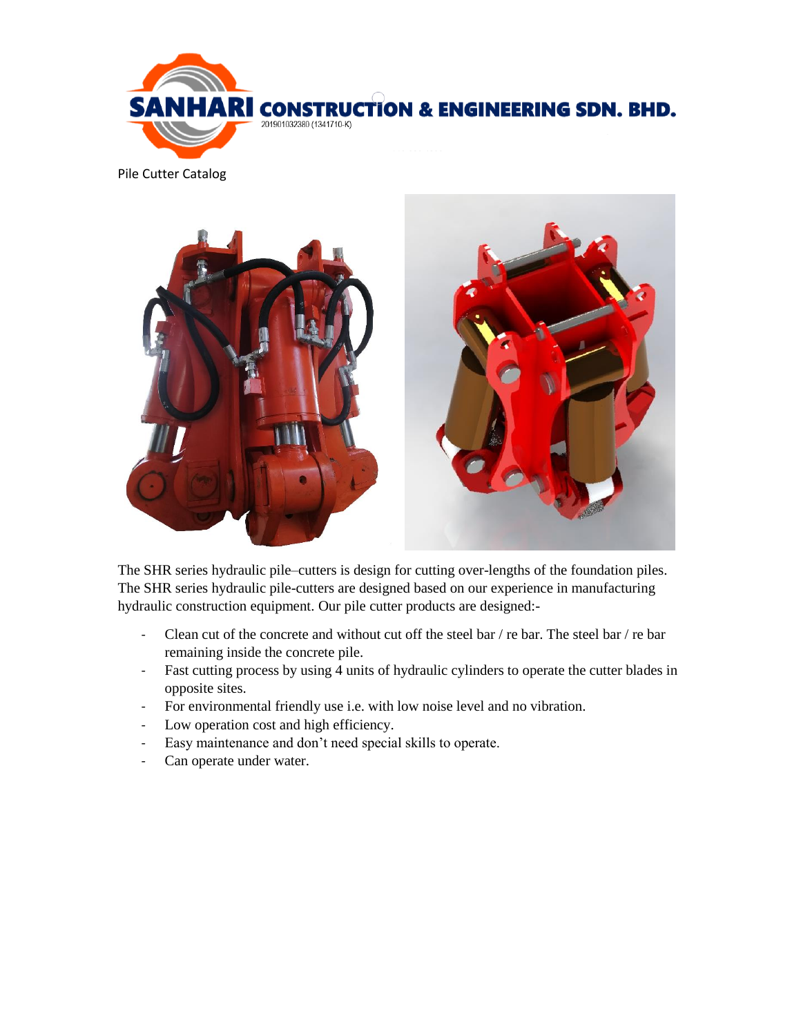**SANHARI CONSTRUCTION & ENGINEERING SDN. BHD.**
201901032380 (1341710-K)

Pile Cutter Catalog

The SHR series hydraulic pile–cutters is design for cutting over-lengths of the foundation piles. The SHR series hydraulic pile-cutters are designed based on our experience in manufacturing hydraulic construction equipment. Our pile cutter products are designed:-

- Clean cut of the concrete and without cut off the steel bar / re bar. The steel bar / re bar remaining inside the concrete pile.
- Fast cutting process by using 4 units of hydraulic cylinders to operate the cutter blades in opposite sites.
- For environmental friendly use i.e. with low noise level and no vibration.
- Low operation cost and high efficiency.
- Easy maintenance and don't need special skills to operate.
- Can operate under water.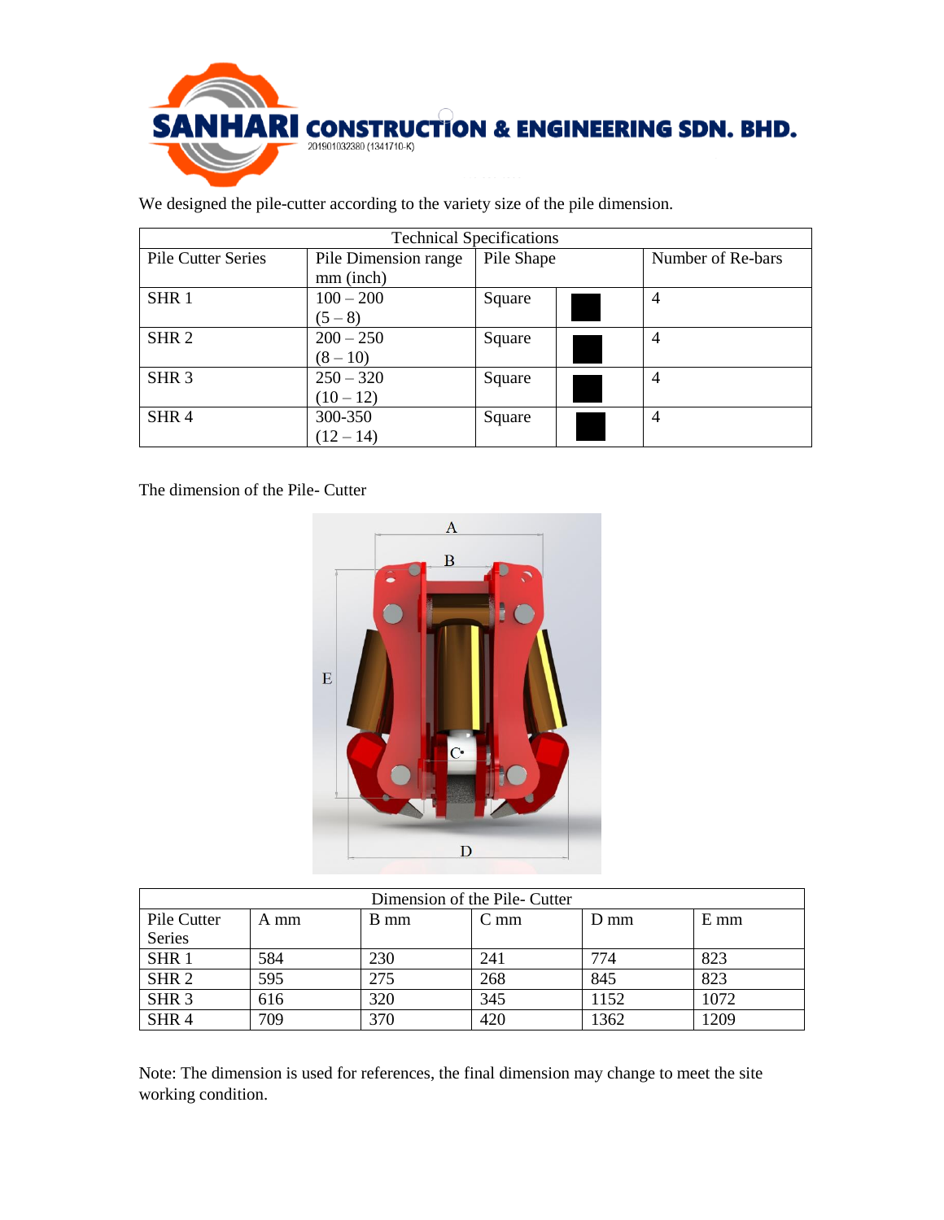SANHARI CONSTRUCTION & ENGINEERING SDN. BHD.
201901032380 (1341710-K)

We designed the pile-cutter according to the variety size of the pile dimension.

| Technical Specifications | | | | |
|---|---|---|---|---|
| Pile Cutter Series | Pile Dimension range mm (inch) | Pile Shape | | Number of Re-bars |
| SHR 1 | 100 – 200 (5 – 8) | Square | ■ | 4 |
| SHR 2 | 200 – 250 (8 – 10) | Square | ■ | 4 |
| SHR 3 | 250 – 320 (10 – 12) | Square | ■ | 4 |
| SHR 4 | 300-350 (12 – 14) | Square | ■ | 4 |

The dimension of the Pile- Cutter

| Dimension of the Pile- Cutter | | | | | |
|---|---|---|---|---|---|
| Pile Cutter Series | A mm | B mm | C mm | D mm | E mm |
| SHR 1 | 584 | 230 | 241 | 774 | 823 |
| SHR 2 | 595 | 275 | 268 | 845 | 823 |
| SHR 3 | 616 | 320 | 345 | 1152 | 1072 |
| SHR 4 | 709 | 370 | 420 | 1362 | 1209 |

Note: The dimension is used for references, the final dimension may change to meet the site working condition.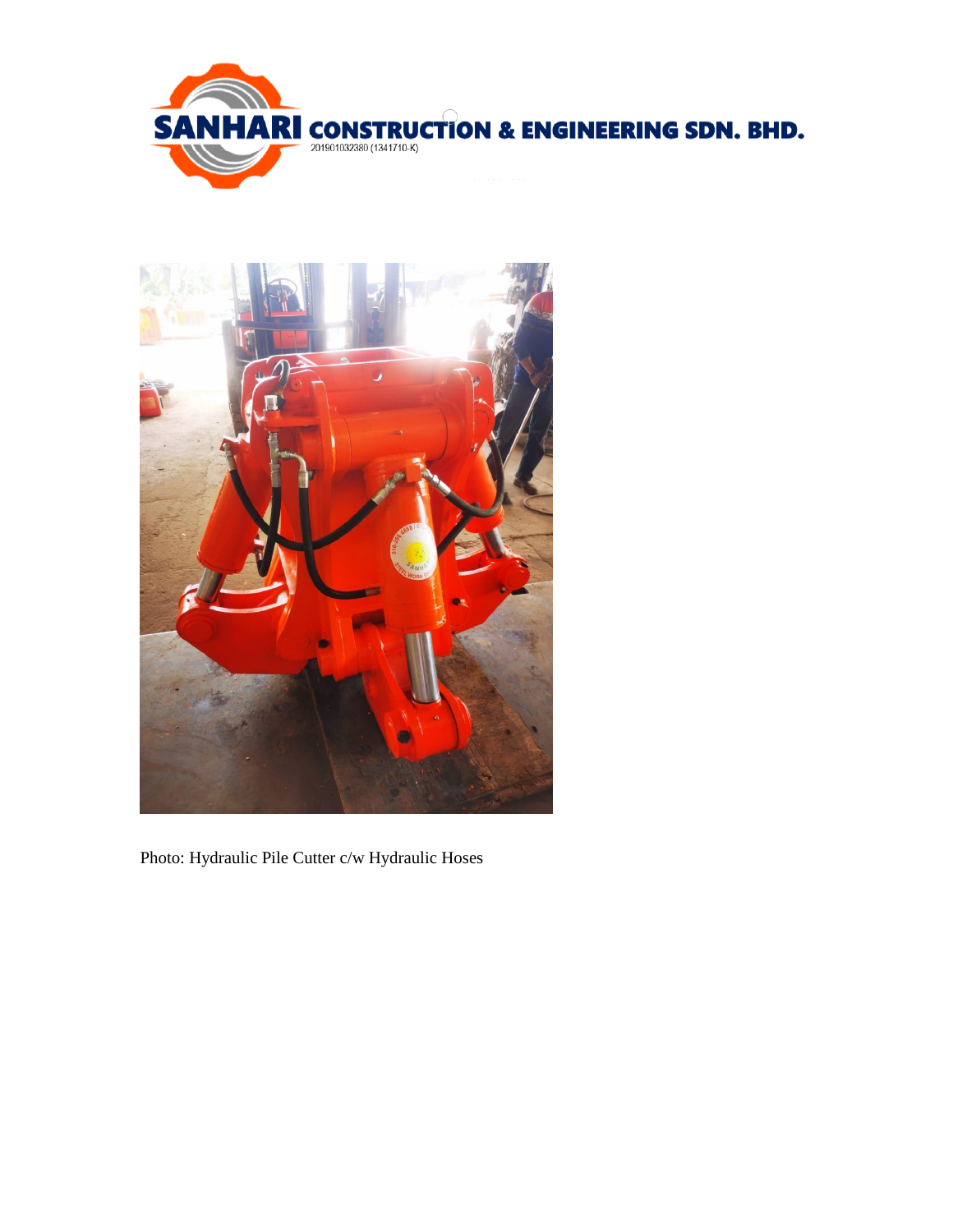Photo: Hydraulic Pile Cutter c/w Hydraulic Hoses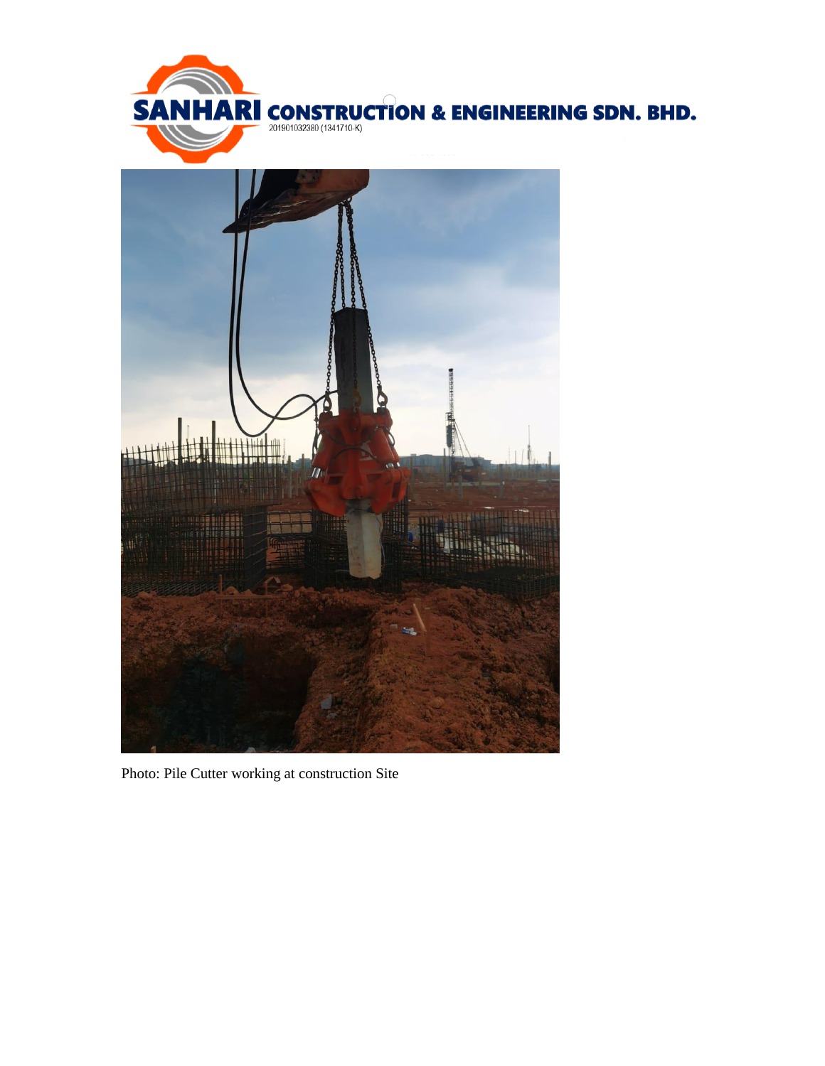Photo: Pile Cutter working at construction Site